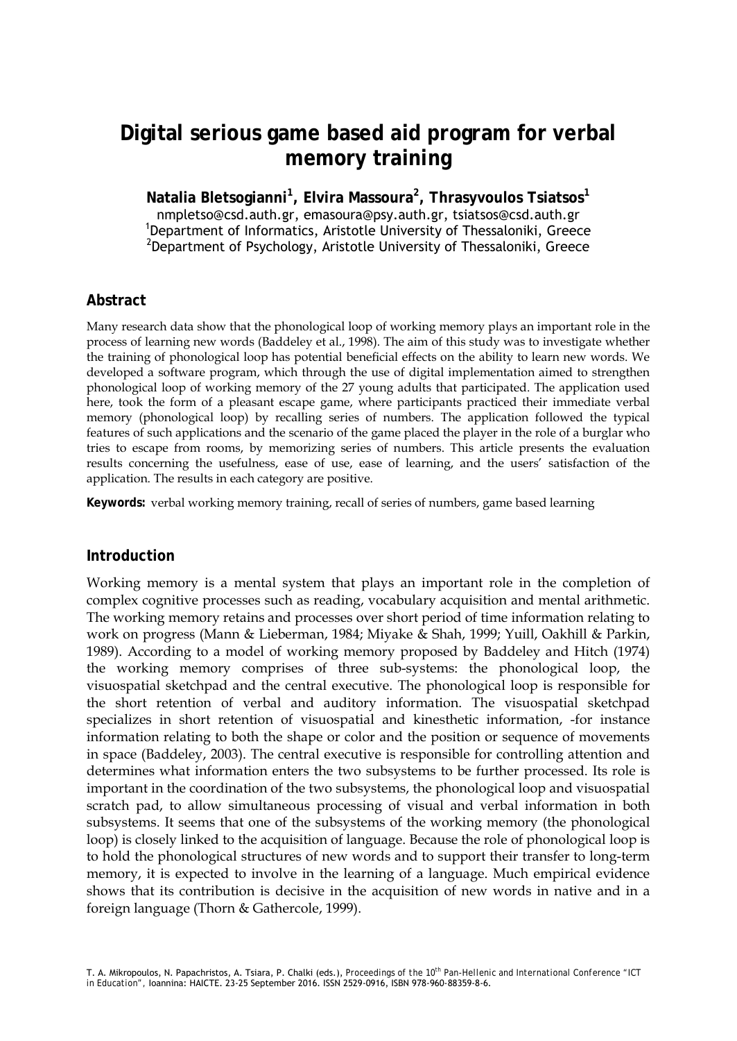# Digital serious game based aid program for verbal memory training

**Natalia Bletsogianni[1], Elvira Massoura[2], Thrasyvoulos Tsiatsos[1]**

nmpletso@csd.auth.gr, emasoura@psy.auth.gr, tsiatsos@csd.auth.gr

[1]Department of Informatics, Aristotle University of Thessaloniki, Greece

[2]Department of Psychology, Aristotle University of Thessaloniki, Greece

## Abstract

Many research data show that the phonological loop of working memory plays an important role in the process of learning new words (Baddeley et al., 1998). The aim of this study was to investigate whether the training of phonological loop has potential beneficial effects on the ability to learn new words. We developed a software program, which through the use of digital implementation aimed to strengthen phonological loop of working memory of the 27 young adults that participated. The application used here, took the form of a pleasant escape game, where participants practiced their immediate verbal memory (phonological loop) by recalling series of numbers. The application followed the typical features of such applications and the scenario of the game placed the player in the role of a burglar who tries to escape from rooms, by memorizing series of numbers. This article presents the evaluation results concerning the usefulness, ease of use, ease of learning, and the users' satisfaction of the application. The results in each category are positive.

**Keywords:** verbal working memory training, recall of series of numbers, game based learning

## Introduction

Working memory is a mental system that plays an important role in the completion of complex cognitive processes such as reading, vocabulary acquisition and mental arithmetic. The working memory retains and processes over short period of time information relating to work on progress (Mann & Lieberman, 1984; Miyake & Shah, 1999; Yuill, Oakhill & Parkin, 1989). According to a model of working memory proposed by Baddeley and Hitch (1974) the working memory comprises of three sub-systems: the phonological loop, the visuospatial sketchpad and the central executive. The phonological loop is responsible for the short retention of verbal and auditory information. The visuospatial sketchpad specializes in short retention of visuospatial and kinesthetic information, -for instance information relating to both the shape or color and the position or sequence of movements in space (Baddeley, 2003). The central executive is responsible for controlling attention and determines what information enters the two subsystems to be further processed. Its role is important in the coordination of the two subsystems, the phonological loop and visuospatial scratch pad, to allow simultaneous processing of visual and verbal information in both subsystems. It seems that one of the subsystems of the working memory (the phonological loop) is closely linked to the acquisition of language. Because the role of phonological loop is to hold the phonological structures of new words and to support their transfer to long-term memory, it is expected to involve in the learning of a language. Much empirical evidence shows that its contribution is decisive in the acquisition of new words in native and in a foreign language (Thorn & Gathercole, 1999).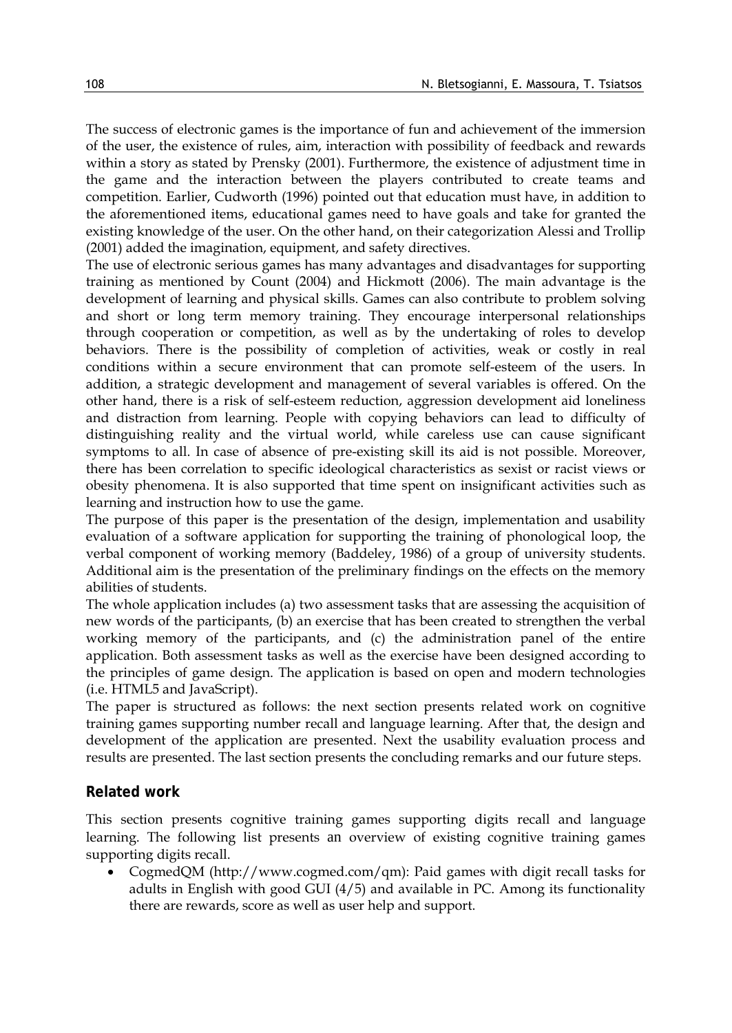The success of electronic games is the importance of fun and achievement of the immersion of the user, the existence of rules, aim, interaction with possibility of feedback and rewards within a story as stated by Prensky (2001). Furthermore, the existence of adjustment time in the game and the interaction between the players contributed to create teams and competition. Earlier, Cudworth (1996) pointed out that education must have, in addition to the aforementioned items, educational games need to have goals and take for granted the existing knowledge of the user. On the other hand, on their categorization Alessi and Trollip (2001) added the imagination, equipment, and safety directives.

The use of electronic serious games has many advantages and disadvantages for supporting training as mentioned by Count (2004) and Hickmott (2006). The main advantage is the development of learning and physical skills. Games can also contribute to problem solving and short or long term memory training. They encourage interpersonal relationships through cooperation or competition, as well as by the undertaking of roles to develop behaviors. There is the possibility of completion of activities, weak or costly in real conditions within a secure environment that can promote self-esteem of the users. In addition, a strategic development and management of several variables is offered. On the other hand, there is a risk of self-esteem reduction, aggression development aid loneliness and distraction from learning. People with copying behaviors can lead to difficulty of distinguishing reality and the virtual world, while careless use can cause significant symptoms to all. In case of absence of pre-existing skill its aid is not possible. Moreover, there has been correlation to specific ideological characteristics as sexist or racist views or obesity phenomena. It is also supported that time spent on insignificant activities such as learning and instruction how to use the game.

The purpose of this paper is the presentation of the design, implementation and usability evaluation of a software application for supporting the training of phonological loop, the verbal component of working memory (Baddeley, 1986) of a group of university students. Additional aim is the presentation of the preliminary findings on the effects on the memory abilities of students.

The whole application includes (a) two assessment tasks that are assessing the acquisition of new words of the participants, (b) an exercise that has been created to strengthen the verbal working memory of the participants, and (c) the administration panel of the entire application. Both assessment tasks as well as the exercise have been designed according to the principles of game design. The application is based on open and modern technologies (i.e. HTML5 and JavaScript).

The paper is structured as follows: the next section presents related work on cognitive training games supporting number recall and language learning. After that, the design and development of the application are presented. Next the usability evaluation process and results are presented. The last section presents the concluding remarks and our future steps.

## Related work

This section presents cognitive training games supporting digits recall and language learning. The following list presents an overview of existing cognitive training games supporting digits recall.

- CogmedQM (http://www.cogmed.com/qm): Paid games with digit recall tasks for adults in English with good GUI (4/5) and available in PC. Among its functionality there are rewards, score as well as user help and support.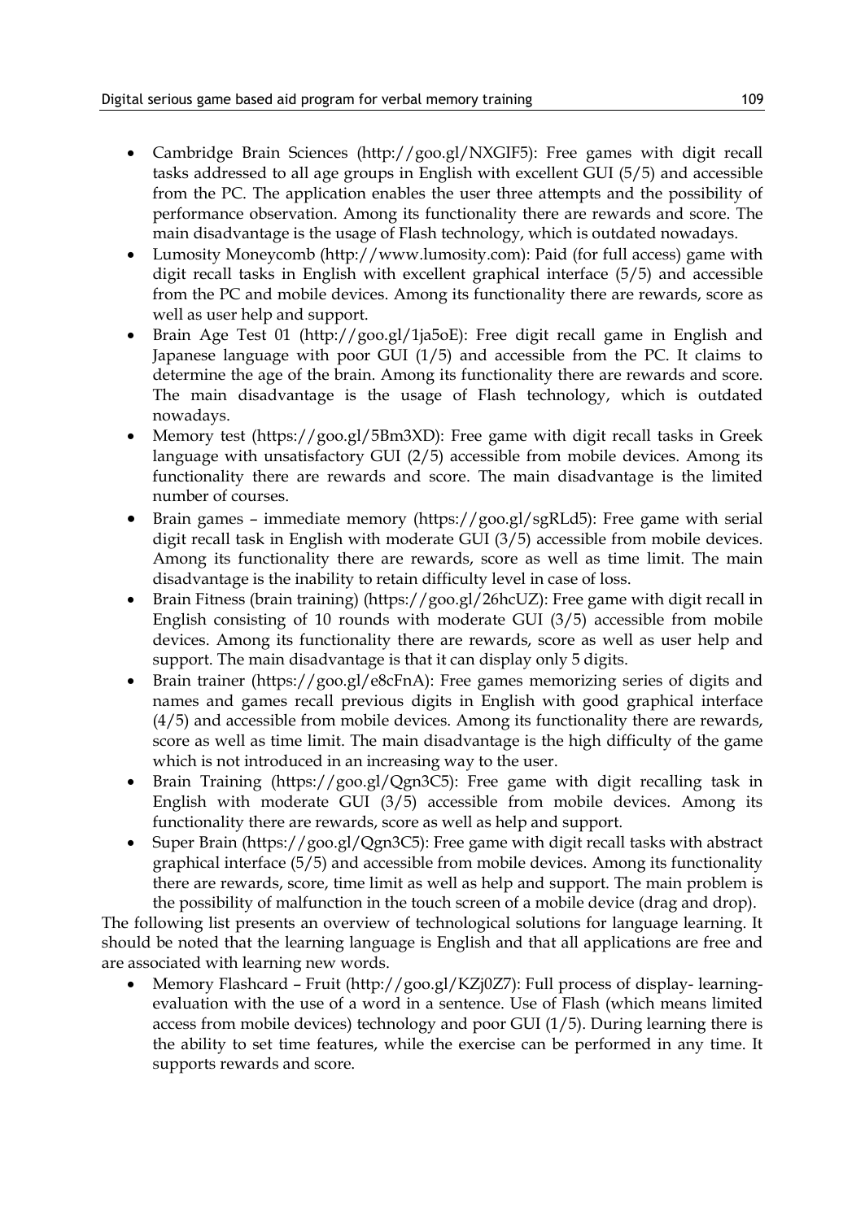- Cambridge Brain Sciences (http://goo.gl/NXGIF5): Free games with digit recall tasks addressed to all age groups in English with excellent GUI (5/5) and accessible from the PC. The application enables the user three attempts and the possibility of performance observation. Among its functionality there are rewards and score. The main disadvantage is the usage of Flash technology, which is outdated nowadays.
- Lumosity Moneycomb (http://www.lumosity.com): Paid (for full access) game with digit recall tasks in English with excellent graphical interface (5/5) and accessible from the PC and mobile devices. Among its functionality there are rewards, score as well as user help and support.
- Brain Age Test 01 (http://goo.gl/1ja5oE): Free digit recall game in English and Japanese language with poor GUI (1/5) and accessible from the PC. It claims to determine the age of the brain. Among its functionality there are rewards and score. The main disadvantage is the usage of Flash technology, which is outdated nowadays.
- Memory test (https://goo.gl/5Bm3XD): Free game with digit recall tasks in Greek language with unsatisfactory GUI (2/5) accessible from mobile devices. Among its functionality there are rewards and score. The main disadvantage is the limited number of courses.
- Brain games – immediate memory (https://goo.gl/sgRLd5): Free game with serial digit recall task in English with moderate GUI (3/5) accessible from mobile devices. Among its functionality there are rewards, score as well as time limit. The main disadvantage is the inability to retain difficulty level in case of loss.
- Brain Fitness (brain training) (https://goo.gl/26hcUZ): Free game with digit recall in English consisting of 10 rounds with moderate GUI (3/5) accessible from mobile devices. Among its functionality there are rewards, score as well as user help and support. The main disadvantage is that it can display only 5 digits.
- Brain trainer (https://goo.gl/e8cFnA): Free games memorizing series of digits and names and games recall previous digits in English with good graphical interface (4/5) and accessible from mobile devices. Among its functionality there are rewards, score as well as time limit. The main disadvantage is the high difficulty of the game which is not introduced in an increasing way to the user.
- Brain Training (https://goo.gl/Qgn3C5): Free game with digit recalling task in English with moderate GUI (3/5) accessible from mobile devices. Among its functionality there are rewards, score as well as help and support.
- Super Brain (https://goo.gl/Qgn3C5): Free game with digit recall tasks with abstract graphical interface (5/5) and accessible from mobile devices. Among its functionality there are rewards, score, time limit as well as help and support. The main problem is the possibility of malfunction in the touch screen of a mobile device (drag and drop).

The following list presents an overview of technological solutions for language learning. It should be noted that the learning language is English and that all applications are free and are associated with learning new words.

- Memory Flashcard – Fruit (http://goo.gl/KZj0Z7): Full process of display- learning-evaluation with the use of a word in a sentence. Use of Flash (which means limited access from mobile devices) technology and poor GUI (1/5). During learning there is the ability to set time features, while the exercise can be performed in any time. It supports rewards and score.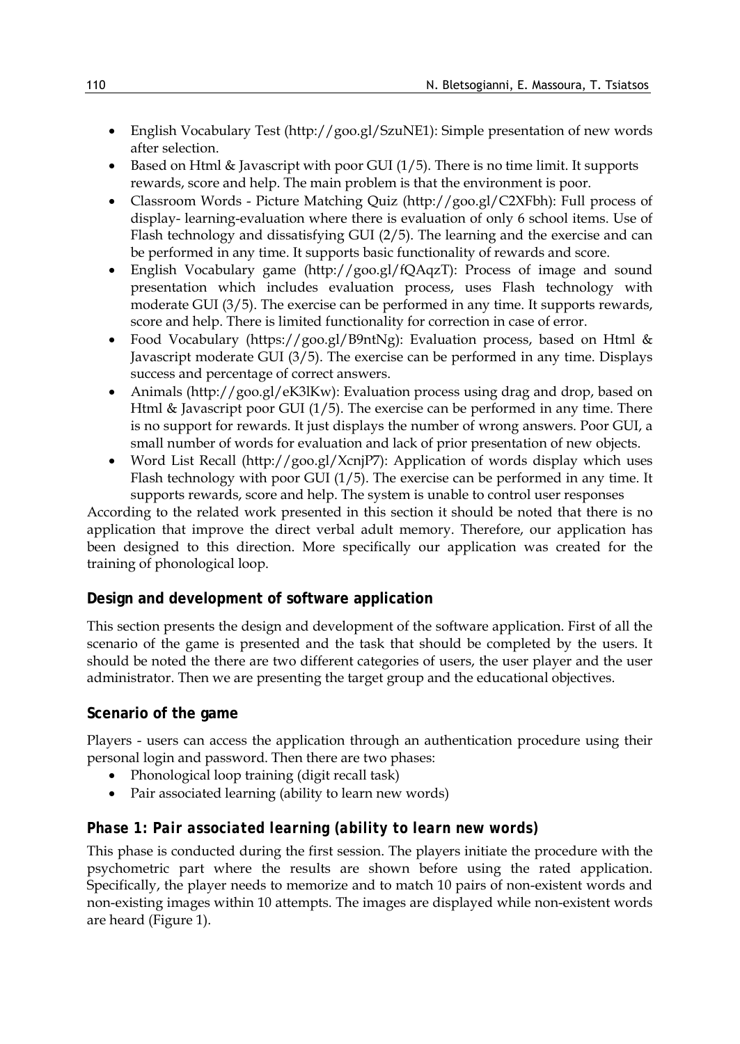- English Vocabulary Test (http://goo.gl/SzuNE1): Simple presentation of new words after selection.
- Based on Html & Javascript with poor GUI (1/5). There is no time limit. It supports rewards, score and help. The main problem is that the environment is poor.
- Classroom Words - Picture Matching Quiz (http://goo.gl/C2XFbh): Full process of display- learning-evaluation where there is evaluation of only 6 school items. Use of Flash technology and dissatisfying GUI (2/5). The learning and the exercise and can be performed in any time. It supports basic functionality of rewards and score.
- English Vocabulary game (http://goo.gl/fQAqzT): Process of image and sound presentation which includes evaluation process, uses Flash technology with moderate GUI (3/5). The exercise can be performed in any time. It supports rewards, score and help. There is limited functionality for correction in case of error.
- Food Vocabulary (https://goo.gl/B9ntNg): Evaluation process, based on Html & Javascript moderate GUI (3/5). The exercise can be performed in any time. Displays success and percentage of correct answers.
- Animals (http://goo.gl/eK3lKw): Evaluation process using drag and drop, based on Html & Javascript poor GUI (1/5). The exercise can be performed in any time. There is no support for rewards. It just displays the number of wrong answers. Poor GUI, a small number of words for evaluation and lack of prior presentation of new objects.
- Word List Recall (http://goo.gl/XcnjP7): Application of words display which uses Flash technology with poor GUI (1/5). The exercise can be performed in any time. It supports rewards, score and help. The system is unable to control user responses

According to the related work presented in this section it should be noted that there is no application that improve the direct verbal adult memory. Therefore, our application has been designed to this direction. More specifically our application was created for the training of phonological loop.

## Design and development of software application

This section presents the design and development of the software application. First of all the scenario of the game is presented and the task that should be completed by the users. It should be noted the there are two different categories of users, the user player and the user administrator. Then we are presenting the target group and the educational objectives.

### Scenario of the game

Players - users can access the application through an authentication procedure using their personal login and password. Then there are two phases:

- Phonological loop training (digit recall task)
- Pair associated learning (ability to learn new words)

#### *Phase 1: Pair associated learning (ability to learn new words)*

This phase is conducted during the first session. The players initiate the procedure with the psychometric part where the results are shown before using the rated application. Specifically, the player needs to memorize and to match 10 pairs of non-existent words and non-existing images within 10 attempts. The images are displayed while non-existent words are heard (Figure 1).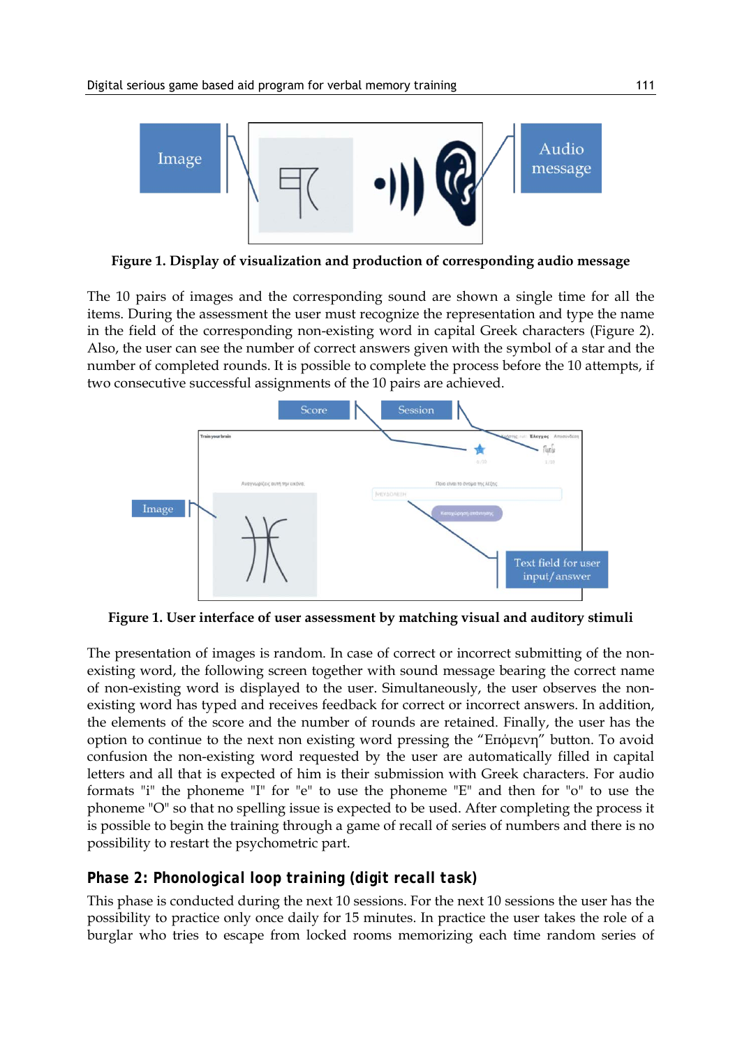**Figure 1. Display of visualization and production of corresponding audio message**

The 10 pairs of images and the corresponding sound are shown a single time for all the items. During the assessment the user must recognize the representation and type the name in the field of the corresponding non-existing word in capital Greek characters (Figure 2). Also, the user can see the number of correct answers given with the symbol of a star and the number of completed rounds. It is possible to complete the process before the 10 attempts, if two consecutive successful assignments of the 10 pairs are achieved.

**Figure 1. User interface of user assessment by matching visual and auditory stimuli**

The presentation of images is random. In case of correct or incorrect submitting of the non-existing word, the following screen together with sound message bearing the correct name of non-existing word is displayed to the user. Simultaneously, the user observes the non-existing word has typed and receives feedback for correct or incorrect answers. In addition, the elements of the score and the number of rounds are retained. Finally, the user has the option to continue to the next non existing word pressing the "Επόμενη" button. To avoid confusion the non-existing word requested by the user are automatically filled in capital letters and all that is expected of him is their submission with Greek characters. For audio formats "i" the phoneme "I" for "e" to use the phoneme "E" and then for "o" to use the phoneme "O" so that no spelling issue is expected to be used. After completing the process it is possible to begin the training through a game of recall of series of numbers and there is no possibility to restart the psychometric part.

### Phase 2: Phonological loop training (digit recall task)

This phase is conducted during the next 10 sessions. For the next 10 sessions the user has the possibility to practice only once daily for 15 minutes. In practice the user takes the role of a burglar who tries to escape from locked rooms memorizing each time random series of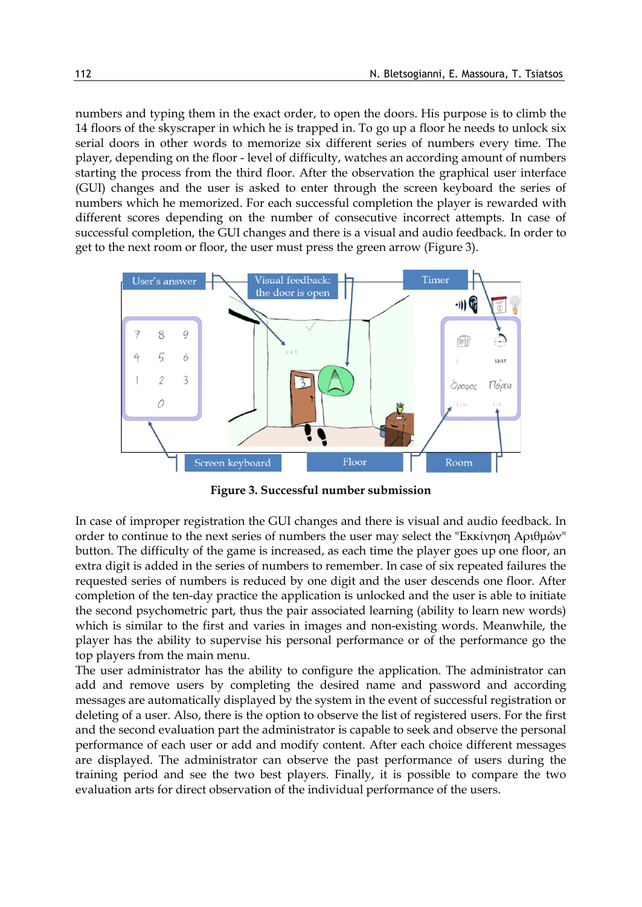numbers and typing them in the exact order, to open the doors. His purpose is to climb the 14 floors of the skyscraper in which he is trapped in. To go up a floor he needs to unlock six serial doors in other words to memorize six different series of numbers every time. The player, depending on the floor - level of difficulty, watches an according amount of numbers starting the process from the third floor. After the observation the graphical user interface (GUI) changes and the user is asked to enter through the screen keyboard the series of numbers which he memorized. For each successful completion the player is rewarded with different scores depending on the number of consecutive incorrect attempts. In case of successful completion, the GUI changes and there is a visual and audio feedback. In order to get to the next room or floor, the user must press the green arrow (Figure 3).

**Figure 3. Successful number submission**

In case of improper registration the GUI changes and there is visual and audio feedback. In order to continue to the next series of numbers the user may select the "Εκκίνηση Αριθμών" button. The difficulty of the game is increased, as each time the player goes up one floor, an extra digit is added in the series of numbers to remember. In case of six repeated failures the requested series of numbers is reduced by one digit and the user descends one floor. After completion of the ten-day practice the application is unlocked and the user is able to initiate the second psychometric part, thus the pair associated learning (ability to learn new words) which is similar to the first and varies in images and non-existing words. Meanwhile, the player has the ability to supervise his personal performance or of the performance go the top players from the main menu.

The user administrator has the ability to configure the application. The administrator can add and remove users by completing the desired name and password and according messages are automatically displayed by the system in the event of successful registration or deleting of a user. Also, there is the option to observe the list of registered users. For the first and the second evaluation part the administrator is capable to seek and observe the personal performance of each user or add and modify content. After each choice different messages are displayed. The administrator can observe the past performance of users during the training period and see the two best players. Finally, it is possible to compare the two evaluation arts for direct observation of the individual performance of the users.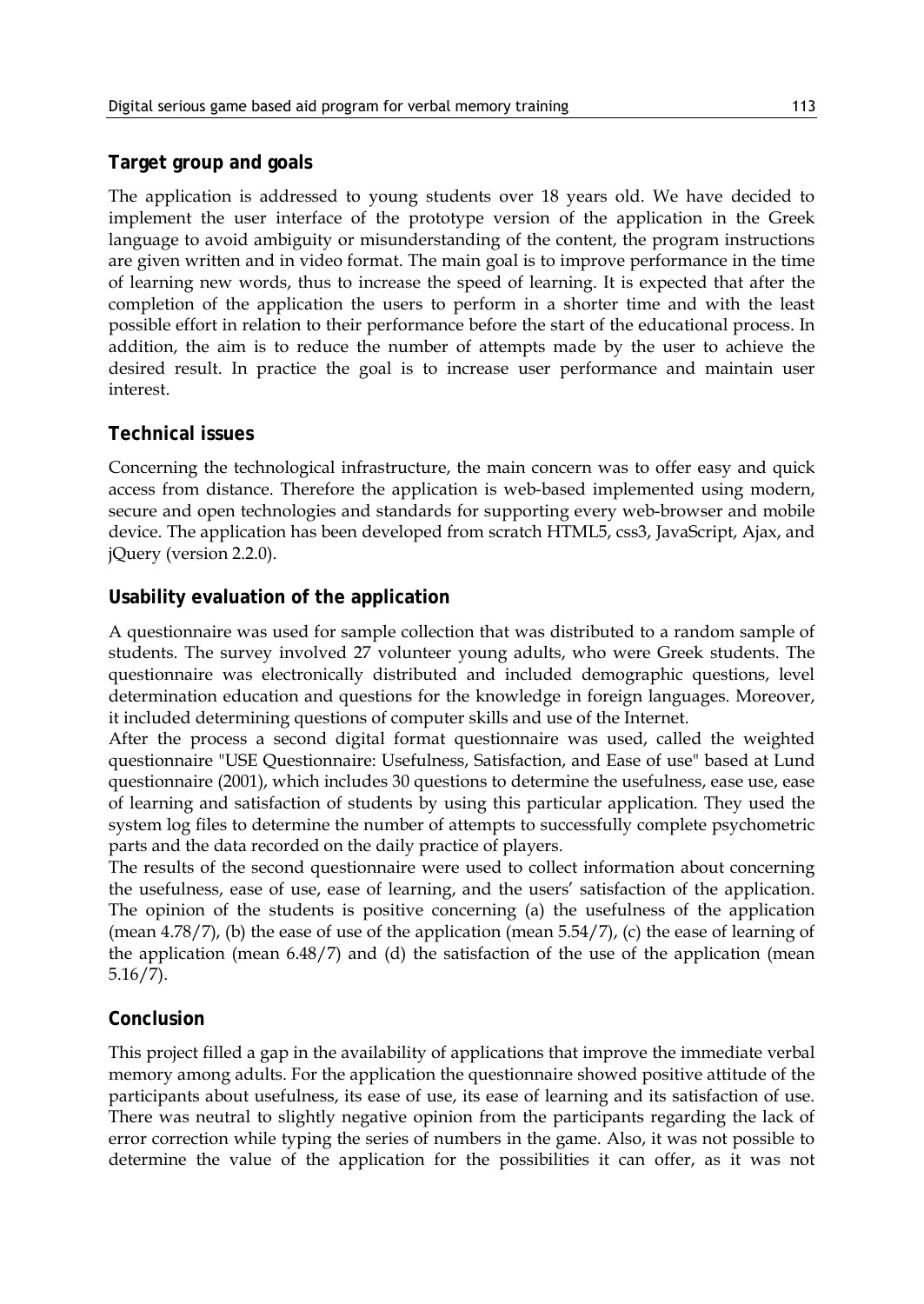## Target group and goals

The application is addressed to young students over 18 years old. We have decided to implement the user interface of the prototype version of the application in the Greek language to avoid ambiguity or misunderstanding of the content, the program instructions are given written and in video format. The main goal is to improve performance in the time of learning new words, thus to increase the speed of learning. It is expected that after the completion of the application the users to perform in a shorter time and with the least possible effort in relation to their performance before the start of the educational process. In addition, the aim is to reduce the number of attempts made by the user to achieve the desired result. In practice the goal is to increase user performance and maintain user interest.

## Technical issues

Concerning the technological infrastructure, the main concern was to offer easy and quick access from distance. Therefore the application is web-based implemented using modern, secure and open technologies and standards for supporting every web-browser and mobile device. The application has been developed from scratch HTML5, css3, JavaScript, Ajax, and jQuery (version 2.2.0).

## Usability evaluation of the application

A questionnaire was used for sample collection that was distributed to a random sample of students. The survey involved 27 volunteer young adults, who were Greek students. The questionnaire was electronically distributed and included demographic questions, level determination education and questions for the knowledge in foreign languages. Moreover, it included determining questions of computer skills and use of the Internet.

After the process a second digital format questionnaire was used, called the weighted questionnaire "USE Questionnaire: Usefulness, Satisfaction, and Ease of use" based at Lund questionnaire (2001), which includes 30 questions to determine the usefulness, ease use, ease of learning and satisfaction of students by using this particular application. They used the system log files to determine the number of attempts to successfully complete psychometric parts and the data recorded on the daily practice of players.

The results of the second questionnaire were used to collect information about concerning the usefulness, ease of use, ease of learning, and the users' satisfaction of the application. The opinion of the students is positive concerning (a) the usefulness of the application (mean 4.78/7), (b) the ease of use of the application (mean 5.54/7), (c) the ease of learning of the application (mean 6.48/7) and (d) the satisfaction of the use of the application (mean 5.16/7).

## Conclusion

This project filled a gap in the availability of applications that improve the immediate verbal memory among adults. For the application the questionnaire showed positive attitude of the participants about usefulness, its ease of use, its ease of learning and its satisfaction of use. There was neutral to slightly negative opinion from the participants regarding the lack of error correction while typing the series of numbers in the game. Also, it was not possible to determine the value of the application for the possibilities it can offer, as it was not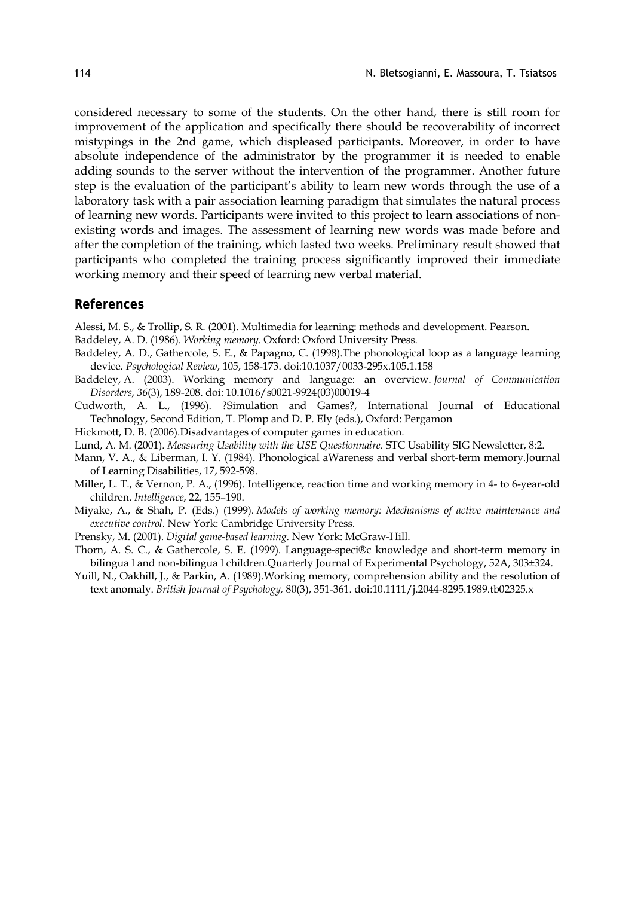considered necessary to some of the students. On the other hand, there is still room for improvement of the application and specifically there should be recoverability of incorrect mistypings in the 2nd game, which displeased participants. Moreover, in order to have absolute independence of the administrator by the programmer it is needed to enable adding sounds to the server without the intervention of the programmer. Another future step is the evaluation of the participant's ability to learn new words through the use of a laboratory task with a pair association learning paradigm that simulates the natural process of learning new words. Participants were invited to this project to learn associations of non-existing words and images. The assessment of learning new words was made before and after the completion of the training, which lasted two weeks. Preliminary result showed that participants who completed the training process significantly improved their immediate working memory and their speed of learning new verbal material.

## References

Alessi, M. S., & Trollip, S. R. (2001). Multimedia for learning: methods and development. Pearson.

Baddeley, A. D. (1986). *Working memory*. Oxford: Oxford University Press.

Baddeley, A. D., Gathercole, S. E., & Papagno, C. (1998).The phonological loop as a language learning device. *Psychological Review*, 105, 158-173. doi:10.1037/0033-295x.105.1.158

Baddeley, A. (2003). Working memory and language: an overview. *Journal of Communication Disorders*, *36*(3), 189-208. doi: 10.1016/s0021-9924(03)00019-4

Cudworth, A. L., (1996). ?Simulation and Games?, International Journal of Educational Technology, Second Edition, T. Plomp and D. P. Ely (eds.), Oxford: Pergamon

Hickmott, D. B. (2006).Disadvantages of computer games in education.

Lund, A. M. (2001). *Measuring Usability with the USE Questionnaire*. STC Usability SIG Newsletter, 8:2.

Mann, V. A., & Liberman, I. Y. (1984). Phonological aWareness and verbal short-term memory.Journal of Learning Disabilities, 17, 592-598.

Miller, L. T., & Vernon, P. A., (1996). Intelligence, reaction time and working memory in 4- to 6-year-old children. *Intelligence*, 22, 155–190.

Miyake, A., & Shah, P. (Eds.) (1999). *Models of working memory: Mechanisms of active maintenance and executive control*. New York: Cambridge University Press.

Prensky, M. (2001). *Digital game-based learning*. New York: McGraw-Hill.

Thorn, A. S. C., & Gathercole, S. E. (1999). Language-speci®c knowledge and short-term memory in bilingua l and non-bilingua l children.Quarterly Journal of Experimental Psychology, 52A, 303±324.

Yuill, N., Oakhill, J., & Parkin, A. (1989).Working memory, comprehension ability and the resolution of text anomaly. *British Journal of Psychology,* 80(3), 351-361. doi:10.1111/j.2044-8295.1989.tb02325.x